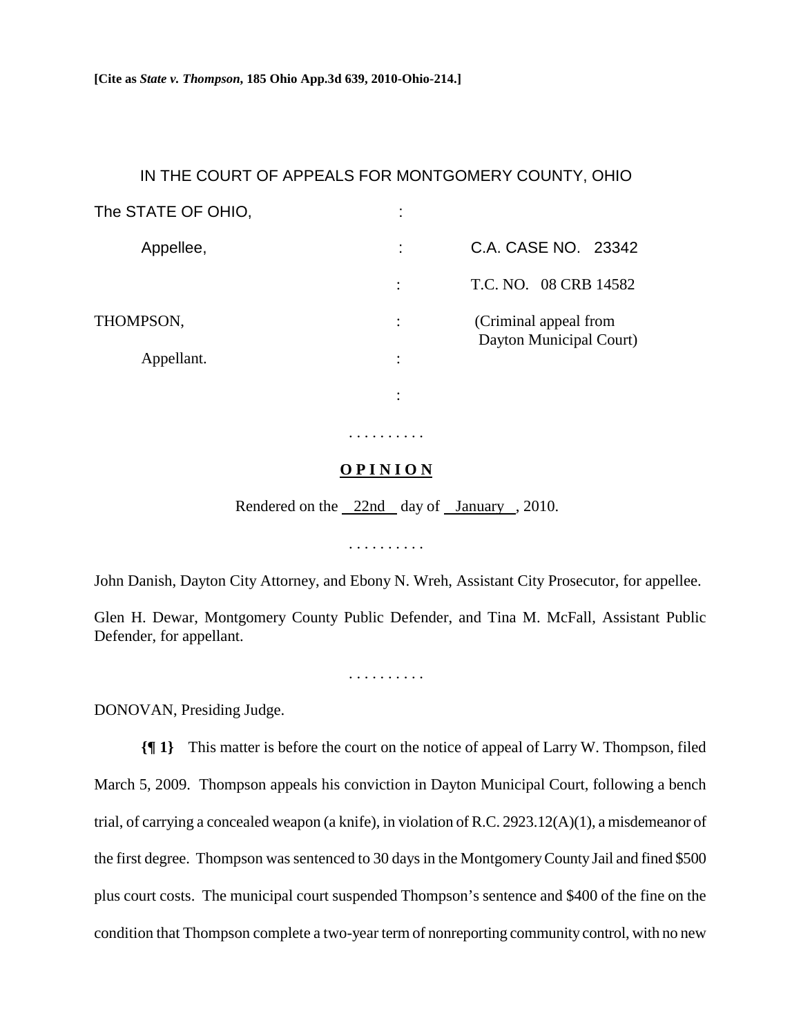**[Cite as *State v. Thompson*, 185 Ohio App.3d 639, 2010-Ohio-214.]**

IN THE COURT OF APPEALS FOR MONTGOMERY COUNTY, OHIO

| | | |
|---|---|---|
| The STATE OF OHIO, | : | |
| Appellee, | : | C.A. CASE NO. 23342 |
| | : | T.C. NO. 08 CRB 14582 |
| THOMPSON, | : | (Criminal appeal from Dayton Municipal Court) |
| Appellant. | : | |
| | : | |

. . . . . . . . . .

**O P I N I O N**

Rendered on the 22nd day of January, 2010.

. . . . . . . . . .

John Danish, Dayton City Attorney, and Ebony N. Wreh, Assistant City Prosecutor, for appellee.

Glen H. Dewar, Montgomery County Public Defender, and Tina M. McFall, Assistant Public Defender, for appellant.

. . . . . . . . . .

DONOVAN, Presiding Judge.

**{¶ 1}** This matter is before the court on the notice of appeal of Larry W. Thompson, filed March 5, 2009. Thompson appeals his conviction in Dayton Municipal Court, following a bench trial, of carrying a concealed weapon (a knife), in violation of R.C. 2923.12(A)(1), a misdemeanor of the first degree. Thompson was sentenced to 30 days in the Montgomery County Jail and fined $500 plus court costs. The municipal court suspended Thompson's sentence and $400 of the fine on the condition that Thompson complete a two-year term of nonreporting community control, with no new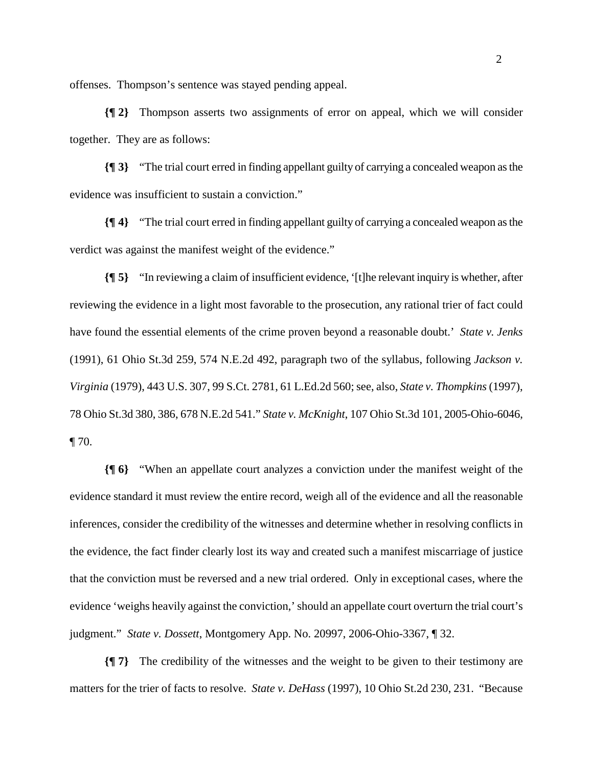offenses. Thompson's sentence was stayed pending appeal.

**{¶ 2}** Thompson asserts two assignments of error on appeal, which we will consider together. They are as follows:

**{¶ 3}** "The trial court erred in finding appellant guilty of carrying a concealed weapon as the evidence was insufficient to sustain a conviction."

**{¶ 4}** "The trial court erred in finding appellant guilty of carrying a concealed weapon as the verdict was against the manifest weight of the evidence."

**{¶ 5}** "In reviewing a claim of insufficient evidence, '[t]he relevant inquiry is whether, after reviewing the evidence in a light most favorable to the prosecution, any rational trier of fact could have found the essential elements of the crime proven beyond a reasonable doubt.' *State v. Jenks* (1991), 61 Ohio St.3d 259, 574 N.E.2d 492, paragraph two of the syllabus, following *Jackson v. Virginia* (1979), 443 U.S. 307, 99 S.Ct. 2781, 61 L.Ed.2d 560; see, also, *State v. Thompkins* (1997), 78 Ohio St.3d 380, 386, 678 N.E.2d 541." *State v. McKnight*, 107 Ohio St.3d 101, 2005-Ohio-6046, ¶ 70.

**{¶ 6}** "When an appellate court analyzes a conviction under the manifest weight of the evidence standard it must review the entire record, weigh all of the evidence and all the reasonable inferences, consider the credibility of the witnesses and determine whether in resolving conflicts in the evidence, the fact finder clearly lost its way and created such a manifest miscarriage of justice that the conviction must be reversed and a new trial ordered. Only in exceptional cases, where the evidence 'weighs heavily against the conviction,' should an appellate court overturn the trial court's judgment." *State v. Dossett*, Montgomery App. No. 20997, 2006-Ohio-3367, ¶ 32.

**{¶ 7}** The credibility of the witnesses and the weight to be given to their testimony are matters for the trier of facts to resolve. *State v. DeHass* (1997), 10 Ohio St.2d 230, 231. "Because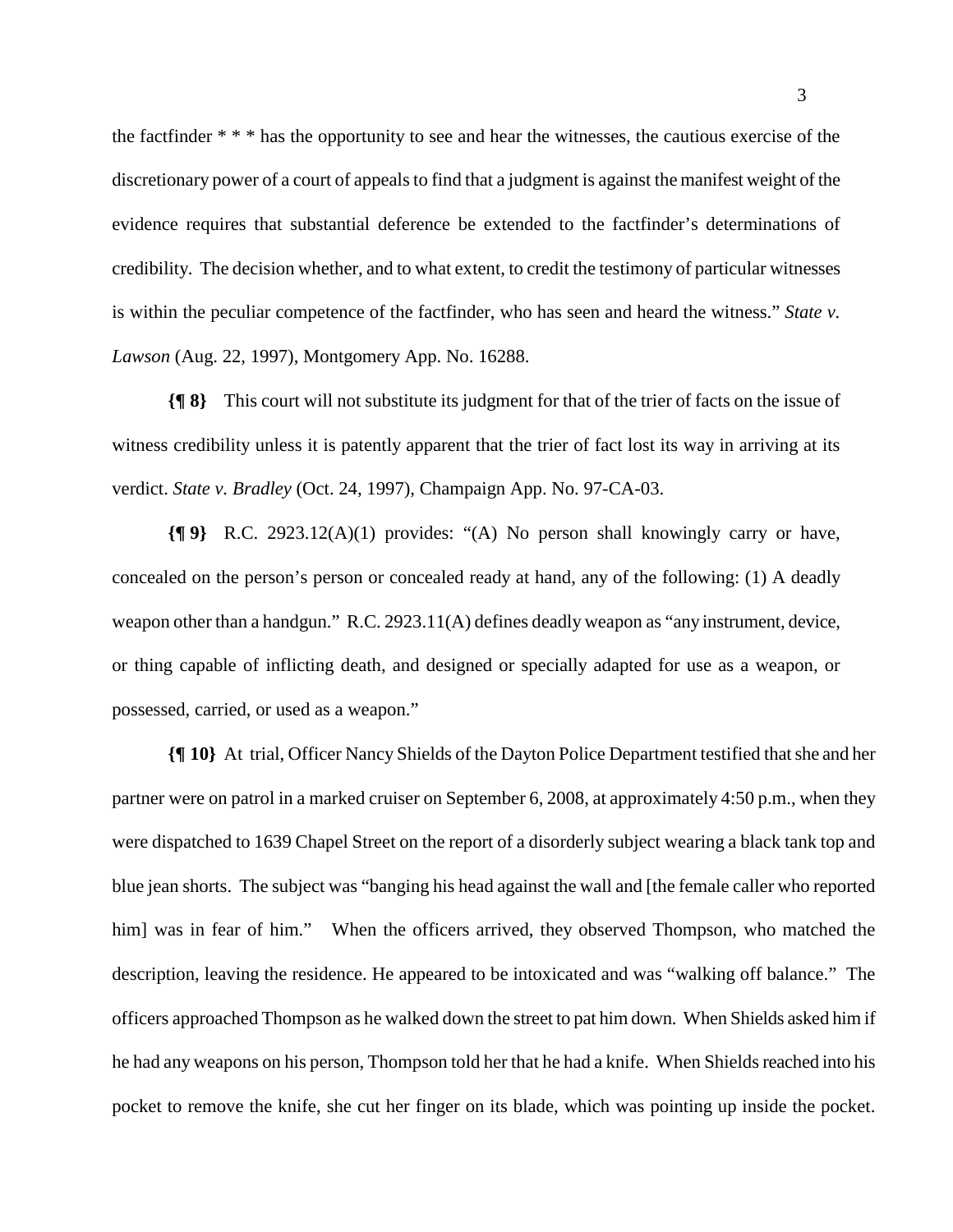the factfinder * * * has the opportunity to see and hear the witnesses, the cautious exercise of the discretionary power of a court of appeals to find that a judgment is against the manifest weight of the evidence requires that substantial deference be extended to the factfinder's determinations of credibility. The decision whether, and to what extent, to credit the testimony of particular witnesses is within the peculiar competence of the factfinder, who has seen and heard the witness." *State v. Lawson* (Aug. 22, 1997), Montgomery App. No. 16288.

**{¶ 8}** This court will not substitute its judgment for that of the trier of facts on the issue of witness credibility unless it is patently apparent that the trier of fact lost its way in arriving at its verdict. *State v. Bradley* (Oct. 24, 1997), Champaign App. No. 97-CA-03.

**{¶ 9}** R.C. 2923.12(A)(1) provides: "(A) No person shall knowingly carry or have, concealed on the person's person or concealed ready at hand, any of the following: (1) A deadly weapon other than a handgun." R.C. 2923.11(A) defines deadly weapon as "any instrument, device, or thing capable of inflicting death, and designed or specially adapted for use as a weapon, or possessed, carried, or used as a weapon."

**{¶ 10}** At trial, Officer Nancy Shields of the Dayton Police Department testified that she and her partner were on patrol in a marked cruiser on September 6, 2008, at approximately 4:50 p.m., when they were dispatched to 1639 Chapel Street on the report of a disorderly subject wearing a black tank top and blue jean shorts. The subject was "banging his head against the wall and [the female caller who reported him] was in fear of him." When the officers arrived, they observed Thompson, who matched the description, leaving the residence. He appeared to be intoxicated and was "walking off balance." The officers approached Thompson as he walked down the street to pat him down. When Shields asked him if he had any weapons on his person, Thompson told her that he had a knife. When Shields reached into his pocket to remove the knife, she cut her finger on its blade, which was pointing up inside the pocket.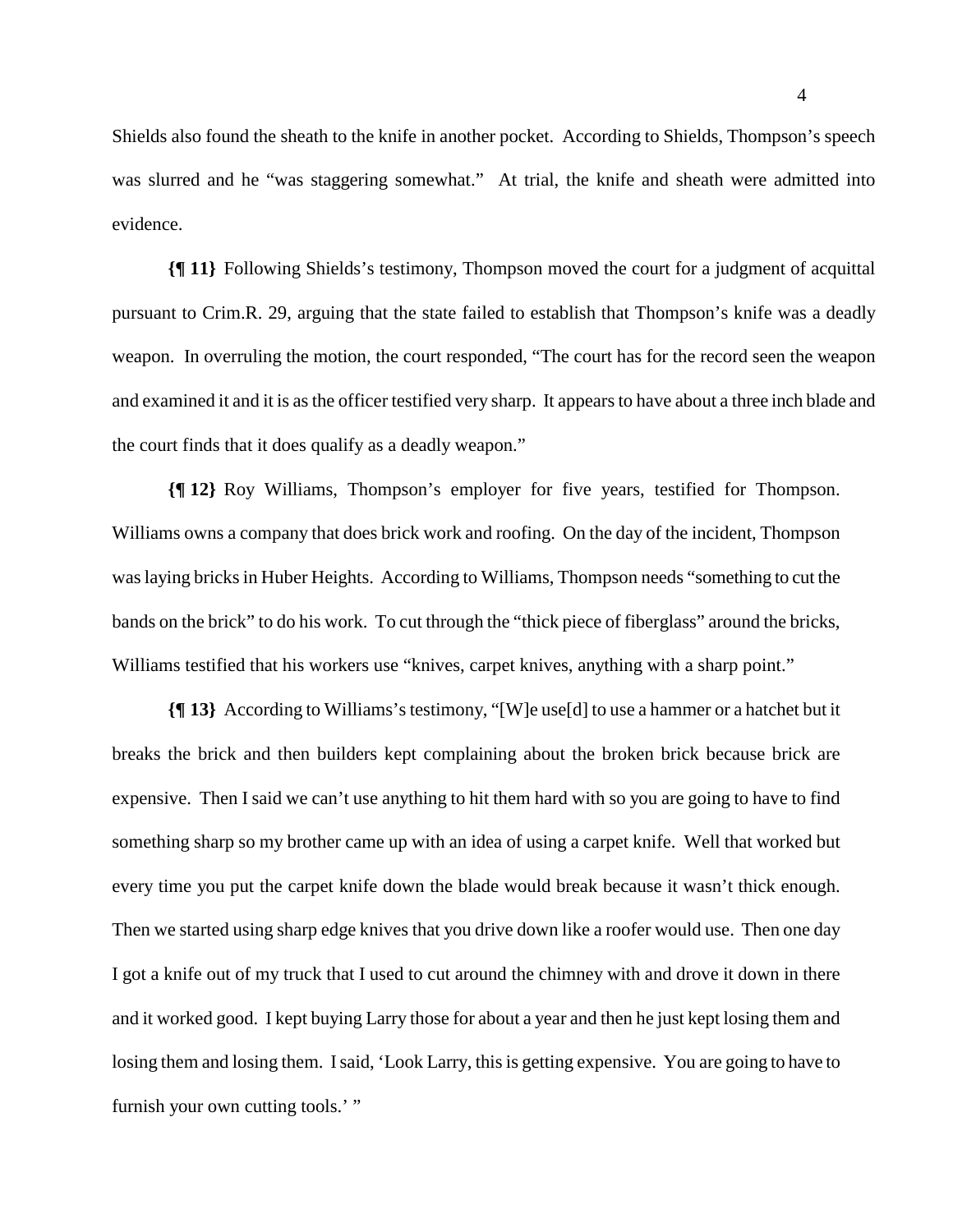Shields also found the sheath to the knife in another pocket. According to Shields, Thompson's speech was slurred and he "was staggering somewhat." At trial, the knife and sheath were admitted into evidence.

**{¶ 11}** Following Shields's testimony, Thompson moved the court for a judgment of acquittal pursuant to Crim.R. 29, arguing that the state failed to establish that Thompson's knife was a deadly weapon. In overruling the motion, the court responded, "The court has for the record seen the weapon and examined it and it is as the officer testified very sharp. It appears to have about a three inch blade and the court finds that it does qualify as a deadly weapon."

**{¶ 12}** Roy Williams, Thompson's employer for five years, testified for Thompson. Williams owns a company that does brick work and roofing. On the day of the incident, Thompson was laying bricks in Huber Heights. According to Williams, Thompson needs "something to cut the bands on the brick" to do his work. To cut through the "thick piece of fiberglass" around the bricks, Williams testified that his workers use "knives, carpet knives, anything with a sharp point."

**{¶ 13}** According to Williams's testimony, "[W]e use[d] to use a hammer or a hatchet but it breaks the brick and then builders kept complaining about the broken brick because brick are expensive. Then I said we can't use anything to hit them hard with so you are going to have to find something sharp so my brother came up with an idea of using a carpet knife. Well that worked but every time you put the carpet knife down the blade would break because it wasn't thick enough. Then we started using sharp edge knives that you drive down like a roofer would use. Then one day I got a knife out of my truck that I used to cut around the chimney with and drove it down in there and it worked good. I kept buying Larry those for about a year and then he just kept losing them and losing them and losing them. I said, 'Look Larry, this is getting expensive. You are going to have to furnish your own cutting tools.' "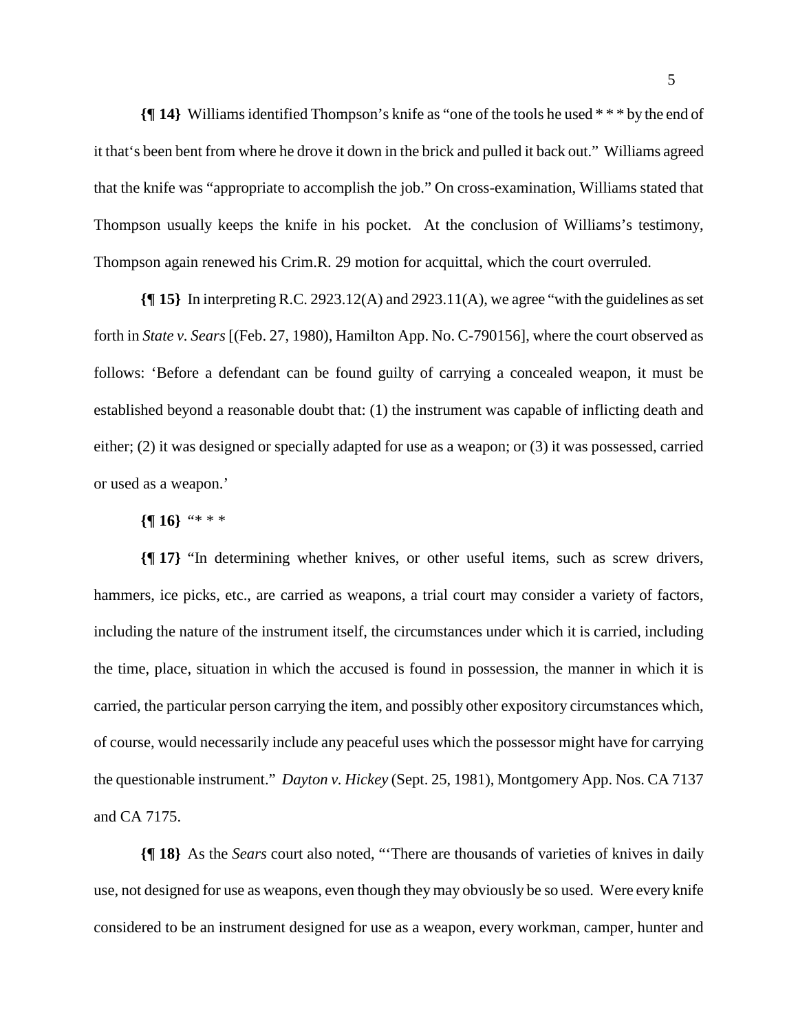**{¶ 14}** Williams identified Thompson's knife as "one of the tools he used * * * by the end of it that's been bent from where he drove it down in the brick and pulled it back out." Williams agreed that the knife was "appropriate to accomplish the job." On cross-examination, Williams stated that Thompson usually keeps the knife in his pocket. At the conclusion of Williams's testimony, Thompson again renewed his Crim.R. 29 motion for acquittal, which the court overruled.

**{¶ 15}** In interpreting R.C. 2923.12(A) and 2923.11(A), we agree "with the guidelines as set forth in *State v. Sears* [(Feb. 27, 1980), Hamilton App. No. C-790156], where the court observed as follows: 'Before a defendant can be found guilty of carrying a concealed weapon, it must be established beyond a reasonable doubt that: (1) the instrument was capable of inflicting death and either; (2) it was designed or specially adapted for use as a weapon; or (3) it was possessed, carried or used as a weapon.'

**{¶ 16}** "* * *

**{¶ 17}** "In determining whether knives, or other useful items, such as screw drivers, hammers, ice picks, etc., are carried as weapons, a trial court may consider a variety of factors, including the nature of the instrument itself, the circumstances under which it is carried, including the time, place, situation in which the accused is found in possession, the manner in which it is carried, the particular person carrying the item, and possibly other expository circumstances which, of course, would necessarily include any peaceful uses which the possessor might have for carrying the questionable instrument." *Dayton v. Hickey* (Sept. 25, 1981), Montgomery App. Nos. CA 7137 and CA 7175.

**{¶ 18}** As the *Sears* court also noted, "'There are thousands of varieties of knives in daily use, not designed for use as weapons, even though they may obviously be so used. Were every knife considered to be an instrument designed for use as a weapon, every workman, camper, hunter and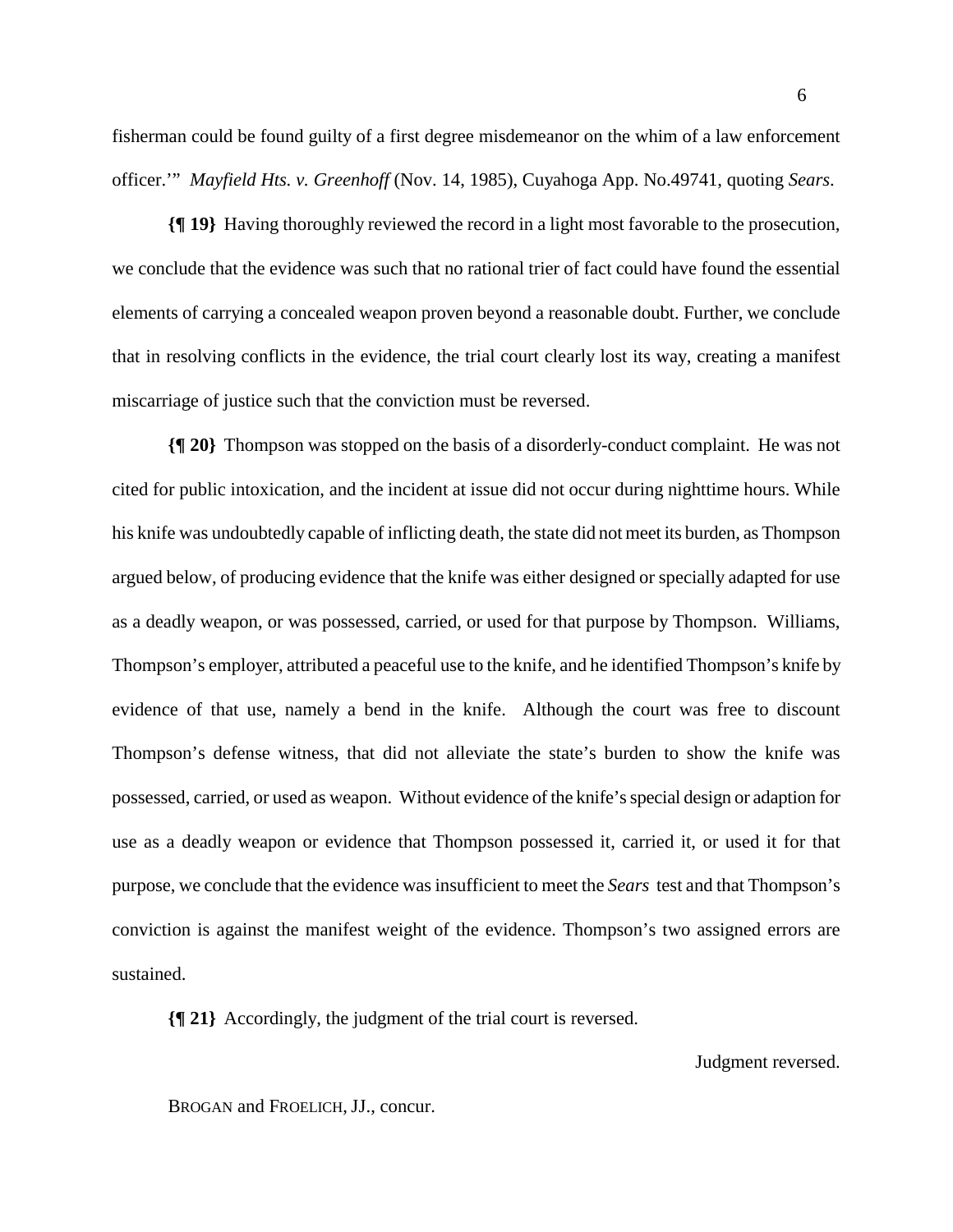fisherman could be found guilty of a first degree misdemeanor on the whim of a law enforcement officer.'" *Mayfield Hts. v. Greenhoff* (Nov. 14, 1985), Cuyahoga App. No.49741, quoting *Sears*.

**{¶ 19}** Having thoroughly reviewed the record in a light most favorable to the prosecution, we conclude that the evidence was such that no rational trier of fact could have found the essential elements of carrying a concealed weapon proven beyond a reasonable doubt. Further, we conclude that in resolving conflicts in the evidence, the trial court clearly lost its way, creating a manifest miscarriage of justice such that the conviction must be reversed.

**{¶ 20}** Thompson was stopped on the basis of a disorderly-conduct complaint. He was not cited for public intoxication, and the incident at issue did not occur during nighttime hours. While his knife was undoubtedly capable of inflicting death, the state did not meet its burden, as Thompson argued below, of producing evidence that the knife was either designed or specially adapted for use as a deadly weapon, or was possessed, carried, or used for that purpose by Thompson. Williams, Thompson's employer, attributed a peaceful use to the knife, and he identified Thompson's knife by evidence of that use, namely a bend in the knife. Although the court was free to discount Thompson's defense witness, that did not alleviate the state's burden to show the knife was possessed, carried, or used as weapon. Without evidence of the knife's special design or adaption for use as a deadly weapon or evidence that Thompson possessed it, carried it, or used it for that purpose, we conclude that the evidence was insufficient to meet the *Sears* test and that Thompson's conviction is against the manifest weight of the evidence. Thompson's two assigned errors are sustained.

**{¶ 21}** Accordingly, the judgment of the trial court is reversed.

Judgment reversed.

BROGAN and FROELICH, JJ., concur.